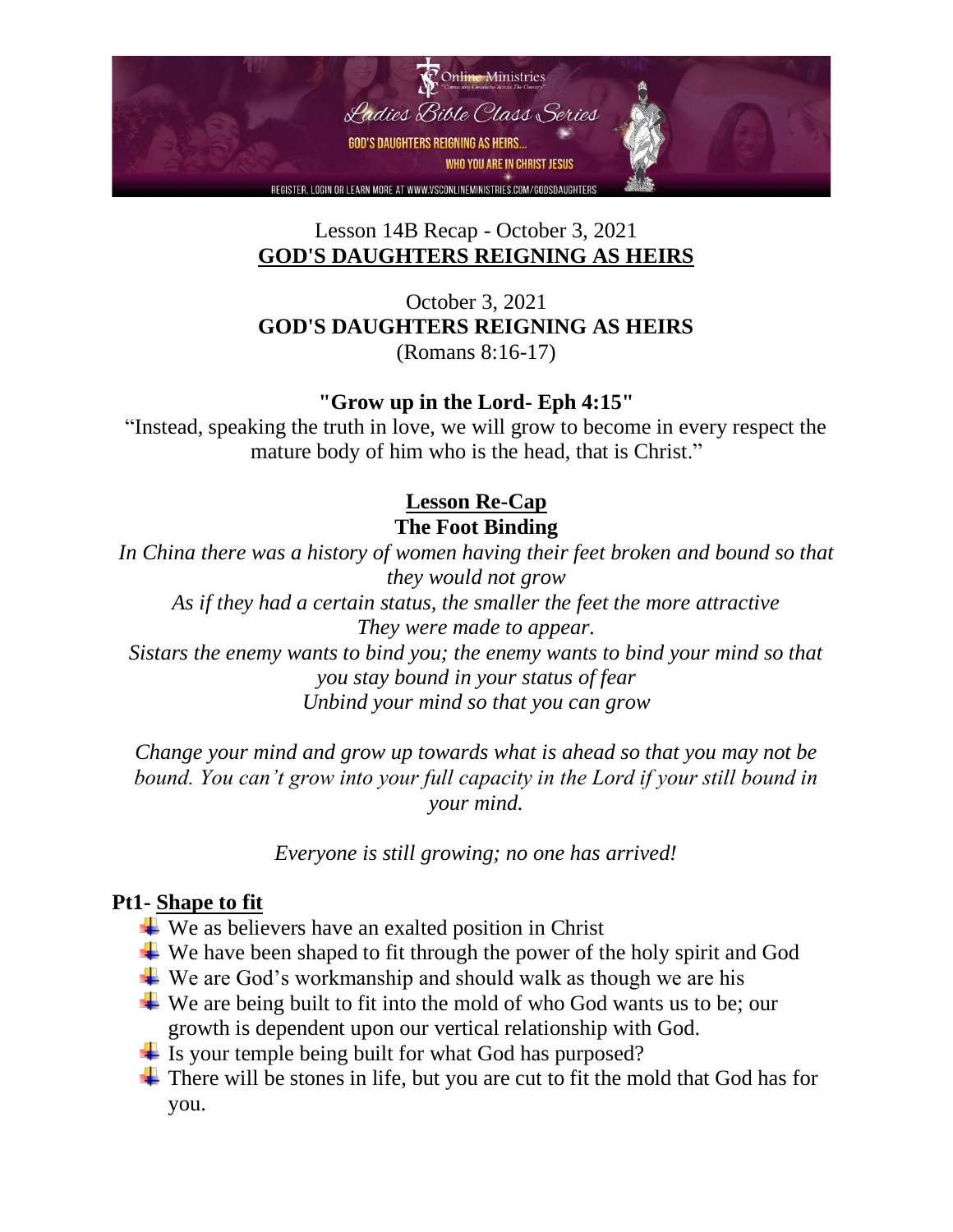Online Ministries

Ladies Bible Class Series

GOD'S DAUGHTERS REIGNING AS HEIRS...

WHO YOU ARE IN CHRIST JESUS

REGISTER, LOGIN OR LEARN MORE AT WWW.VSCONLINEMINISTRIES.COM/GODSDAUGHTERS

Lesson 14B Recap - October 3, 2021

**GOD'S DAUGHTERS REIGNING AS HEIRS**

October 3, 2021

**GOD'S DAUGHTERS REIGNING AS HEIRS**

(Romans 8:16-17)

**"Grow up in the Lord- Eph 4:15"**

"Instead, speaking the truth in love, we will grow to become in every respect the mature body of him who is the head, that is Christ."

## Lesson Re-Cap

### The Foot Binding

*In China there was a history of women having their feet broken and bound so that they would not grow*
*As if they had a certain status, the smaller the feet the more attractive*
*They were made to appear.*
*Sistars the enemy wants to bind you; the enemy wants to bind your mind so that you stay bound in your status of fear*
*Unbind your mind so that you can grow*

*Change your mind and grow up towards what is ahead so that you may not be bound. You can't grow into your full capacity in the Lord if your still bound in your mind.*

*Everyone is still growing; no one has arrived!*

## Pt1- Shape to fit

- We as believers have an exalted position in Christ
- We have been shaped to fit through the power of the holy spirit and God
- We are God's workmanship and should walk as though we are his
- We are being built to fit into the mold of who God wants us to be; our growth is dependent upon our vertical relationship with God.
- Is your temple being built for what God has purposed?
- There will be stones in life, but you are cut to fit the mold that God has for you.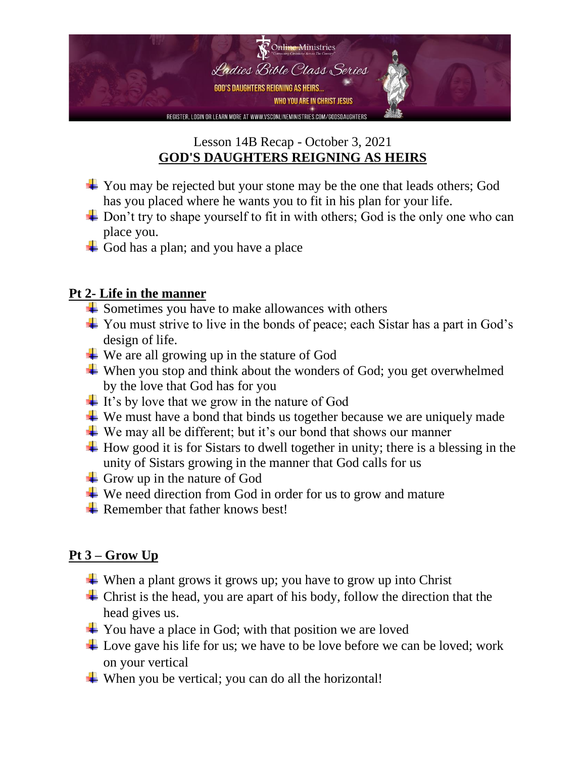Lesson 14B Recap - October 3, 2021

**GOD'S DAUGHTERS REIGNING AS HEIRS**

- You may be rejected but your stone may be the one that leads others; God has you placed where he wants you to fit in his plan for your life.
- Don't try to shape yourself to fit in with others; God is the only one who can place you.
- God has a plan; and you have a place

## Pt 2- Life in the manner

- Sometimes you have to make allowances with others
- You must strive to live in the bonds of peace; each Sistar has a part in God's design of life.
- We are all growing up in the stature of God
- When you stop and think about the wonders of God; you get overwhelmed by the love that God has for you
- It's by love that we grow in the nature of God
- We must have a bond that binds us together because we are uniquely made
- We may all be different; but it's our bond that shows our manner
- How good it is for Sistars to dwell together in unity; there is a blessing in the unity of Sistars growing in the manner that God calls for us
- Grow up in the nature of God
- We need direction from God in order for us to grow and mature
- Remember that father knows best!

## Pt 3 – Grow Up

- When a plant grows it grows up; you have to grow up into Christ
- Christ is the head, you are apart of his body, follow the direction that the head gives us.
- You have a place in God; with that position we are loved
- Love gave his life for us; we have to be love before we can be loved; work on your vertical
- When you be vertical; you can do all the horizontal!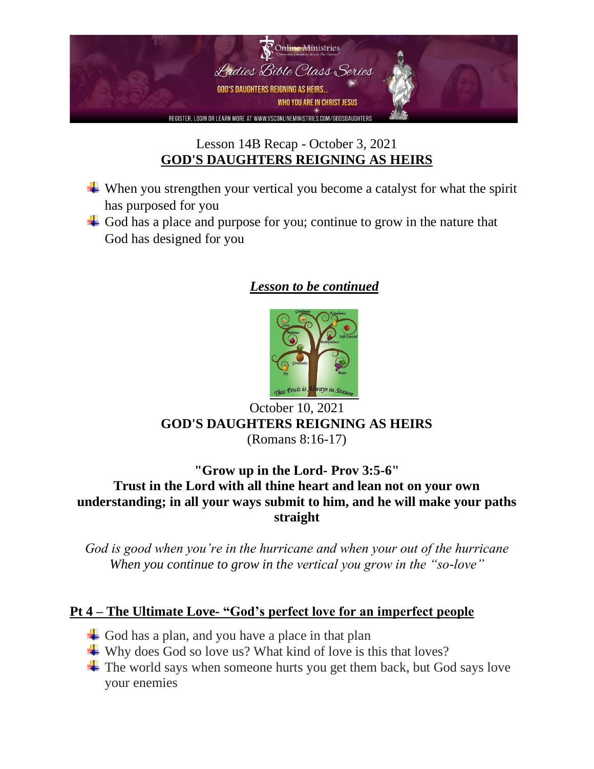Lesson 14B Recap - October 3, 2021

## GOD'S DAUGHTERS REIGNING AS HEIRS

- When you strengthen your vertical you become a catalyst for what the spirit has purposed for you
- God has a place and purpose for you; continue to grow in the nature that God has designed for you

***Lesson to be continued***

October 10, 2021

**GOD'S DAUGHTERS REIGNING AS HEIRS**

(Romans 8:16-17)

**"Grow up in the Lord- Prov 3:5-6"**

**Trust in the Lord with all thine heart and lean not on your own understanding; in all your ways submit to him, and he will make your paths straight**

*God is good when you're in the hurricane and when your out of the hurricane*
*When you continue to grow in the vertical you grow in the "so-love"*

## Pt 4 – The Ultimate Love- "God's perfect love for an imperfect people

- God has a plan, and you have a place in that plan
- Why does God so love us? What kind of love is this that loves?
- The world says when someone hurts you get them back, but God says love your enemies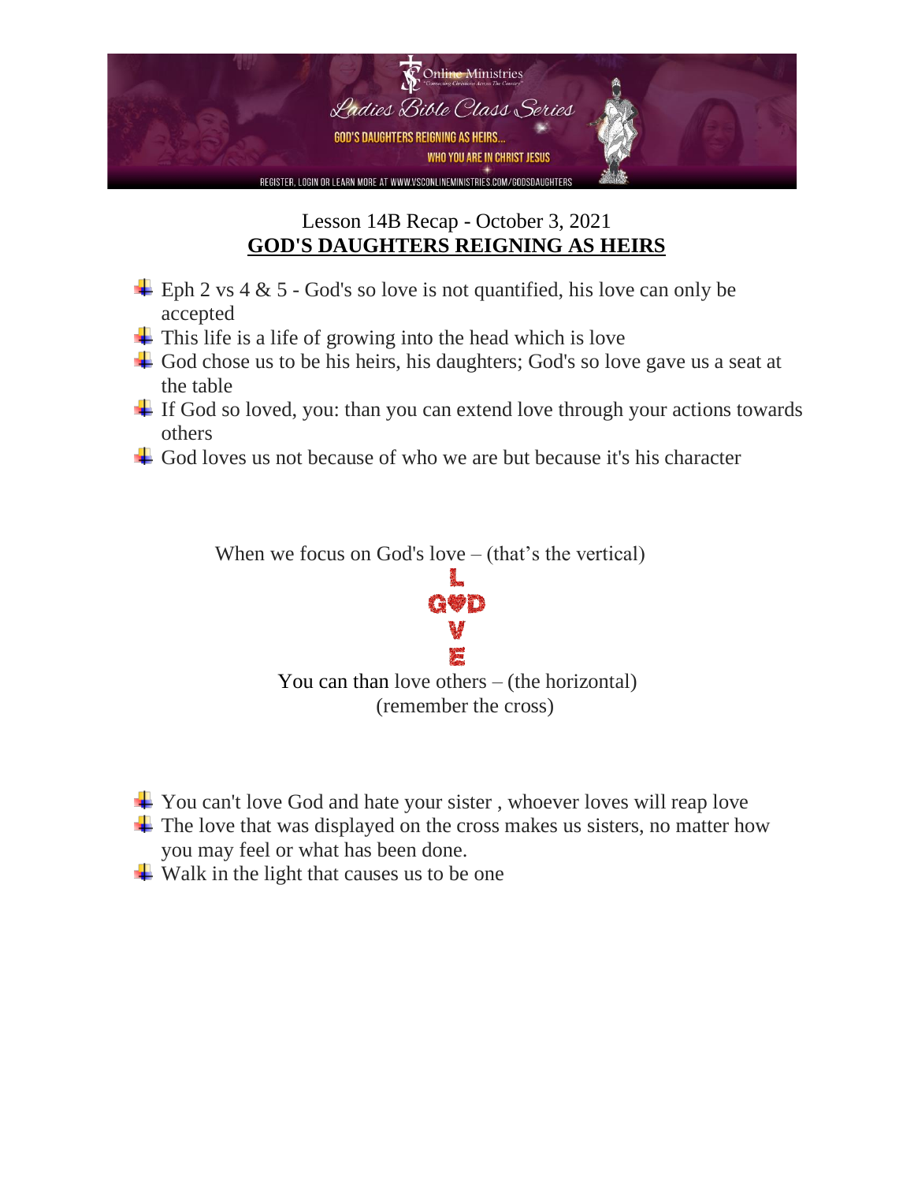Online Ministries

Ladies Bible Class Series

GOD'S DAUGHTERS REIGNING AS HEIRS...

WHO YOU ARE IN CHRIST JESUS

REGISTER, LOGIN OR LEARN MORE AT WWW.VSCONLINEMINISTRIES.COM/GODSDAUGHTERS

Lesson 14B Recap - October 3, 2021

## GOD'S DAUGHTERS REIGNING AS HEIRS

- Eph 2 vs 4 & 5 - God's so love is not quantified, his love can only be accepted
- This life is a life of growing into the head which is love
- God chose us to be his heirs, his daughters; God's so love gave us a seat at the table
- If God so loved, you: than you can extend love through your actions towards others
- God loves us not because of who we are but because it's his character

When we focus on God's love – (that's the vertical)

L
G♥D
V
E

You can than love others – (the horizontal)
(remember the cross)

- You can't love God and hate your sister , whoever loves will reap love
- The love that was displayed on the cross makes us sisters, no matter how you may feel or what has been done.
- Walk in the light that causes us to be one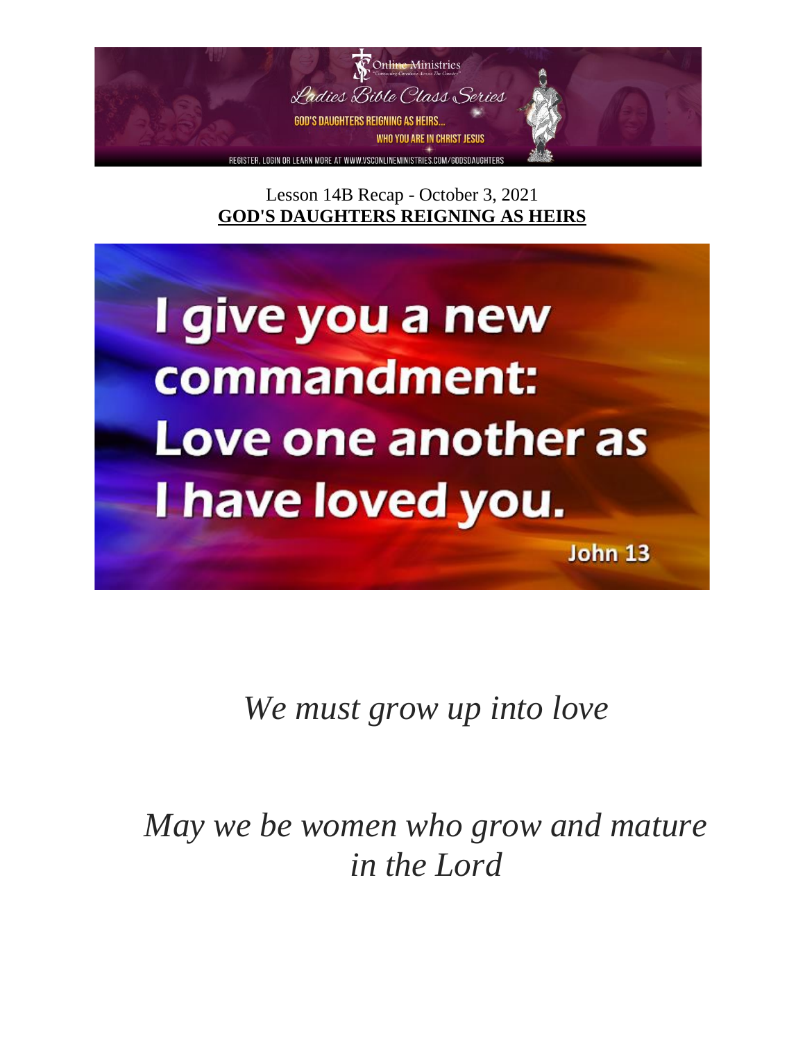Lesson 14B Recap - October 3, 2021

**GOD'S DAUGHTERS REIGNING AS HEIRS**

I give you a new commandment: Love one another as I have loved you.

John 13

*We must grow up into love*

*May we be women who grow and mature in the Lord*